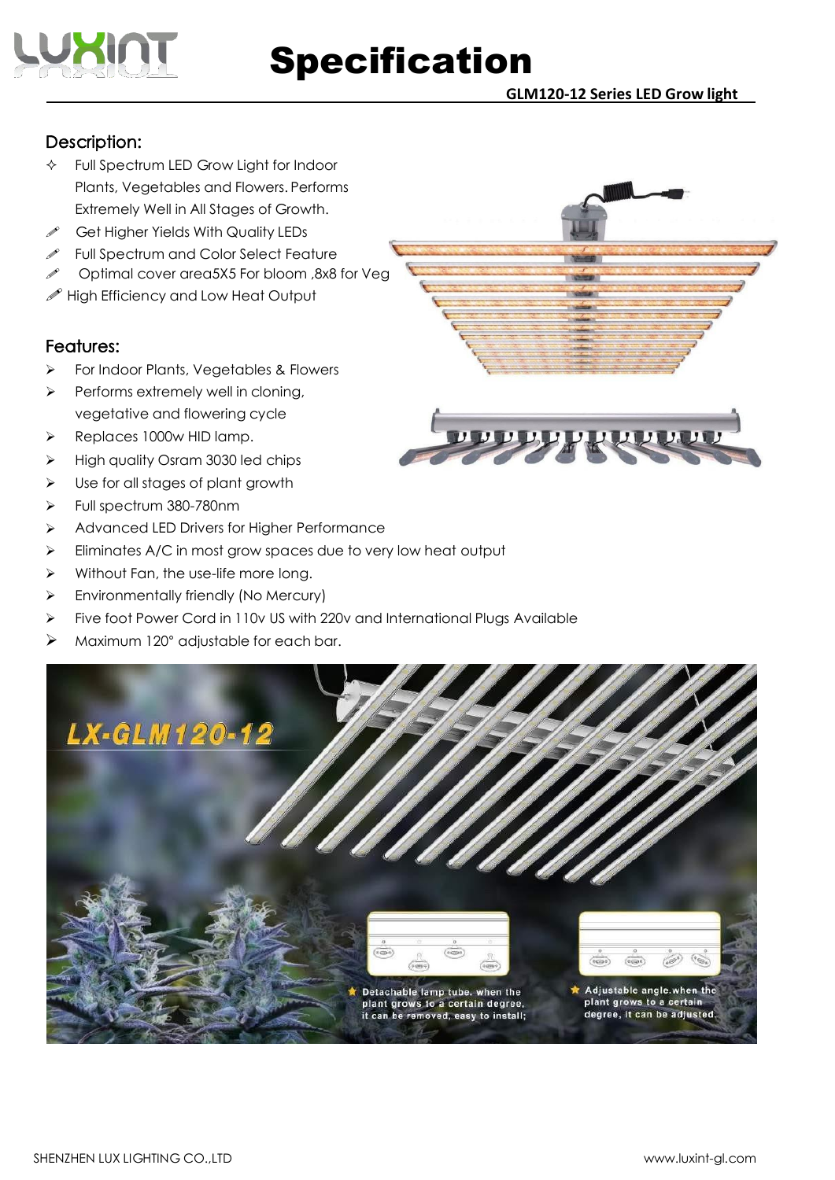# Specification

**GLM120-12 Series LED Grow light**

## Description:

- Full Spectrum LED Grow Light for Indoor Plants, Vegetables and Flowers. Performs Extremely Well in All Stages of Growth.
- Get Higher Yields With Quality LEDs
- Full Spectrum and Color Select Feature
- Optimal cover area5X5 For bloom ,8x8 for Veg
- High Efficiency and Low Heat Output

## Features:

- For Indoor Plants, Vegetables & Flowers
- Performs extremely well in cloning, vegetative and flowering cycle
- Replaces 1000w HID lamp.
- High quality Osram 3030 led chips
- Use for all stages of plant growth
- Full spectrum 380-780nm
- Advanced LED Drivers for Higher Performance
- Eliminates A/C in most grow spaces due to very low heat output
- Without Fan, the use-life more long.
- Environmentally friendly (No Mercury)
- Five foot Power Cord in 110v US with 220v and International Plugs Available
- Maximum 120° adjustable for each bar.

LX-GLM120-12

Detachable lamp tube. when the plant grows to a certain degree, it can be removed, easy to install;

Adjustable angle.when the plant grows to a certain degree, it can be adjusted.

SHENZHEN LUX LIGHTING CO.,LTD www.luxint-gl.com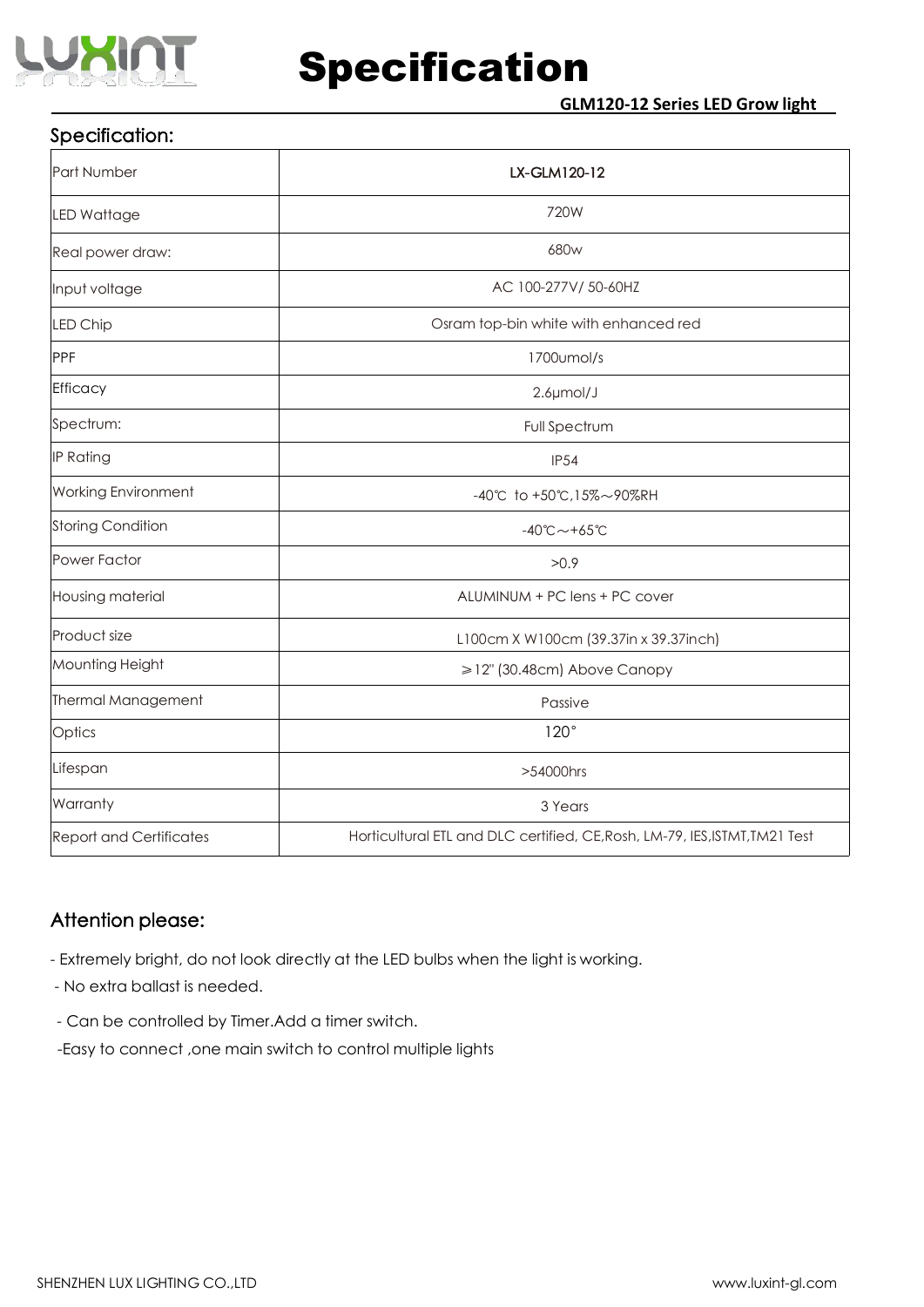# Specification

**GLM120-12 Series LED Grow light**

## Specification:

| Part Number | LX-GLM120-12 |
|---|---|
| LED Wattage | 720W |
| Real power draw: | 680w |
| Input voltage | AC 100-277V/ 50-60HZ |
| LED Chip | Osram top-bin white with enhanced red |
| PPF | 1700umol/s |
| Efficacy | 2.6μmol/J |
| Spectrum: | Full Spectrum |
| IP Rating | IP54 |
| Working Environment | -40℃ to +50℃,15%～90%RH |
| Storing Condition | -40℃～+65℃ |
| Power Factor | >0.9 |
| Housing material | ALUMINUM + PC lens + PC cover |
| Product size | L100cm X W100cm (39.37in x 39.37inch) |
| Mounting Height | ⩾12" (30.48cm) Above Canopy |
| Thermal Management | Passive |
| Optics | 120° |
| Lifespan | >54000hrs |
| Warranty | 3 Years |
| Report and Certificates | Horticultural ETL and DLC certified, CE,Rosh, LM-79, IES,ISTMT,TM21 Test |

## Attention please:

- Extremely bright, do not look directly at the LED bulbs when the light is working.
- No extra ballast is needed.
- Can be controlled by Timer.Add a timer switch.
- Easy to connect ,one main switch to control multiple lights

SHENZHEN LUX LIGHTING CO.,LTD www.luxint-gl.com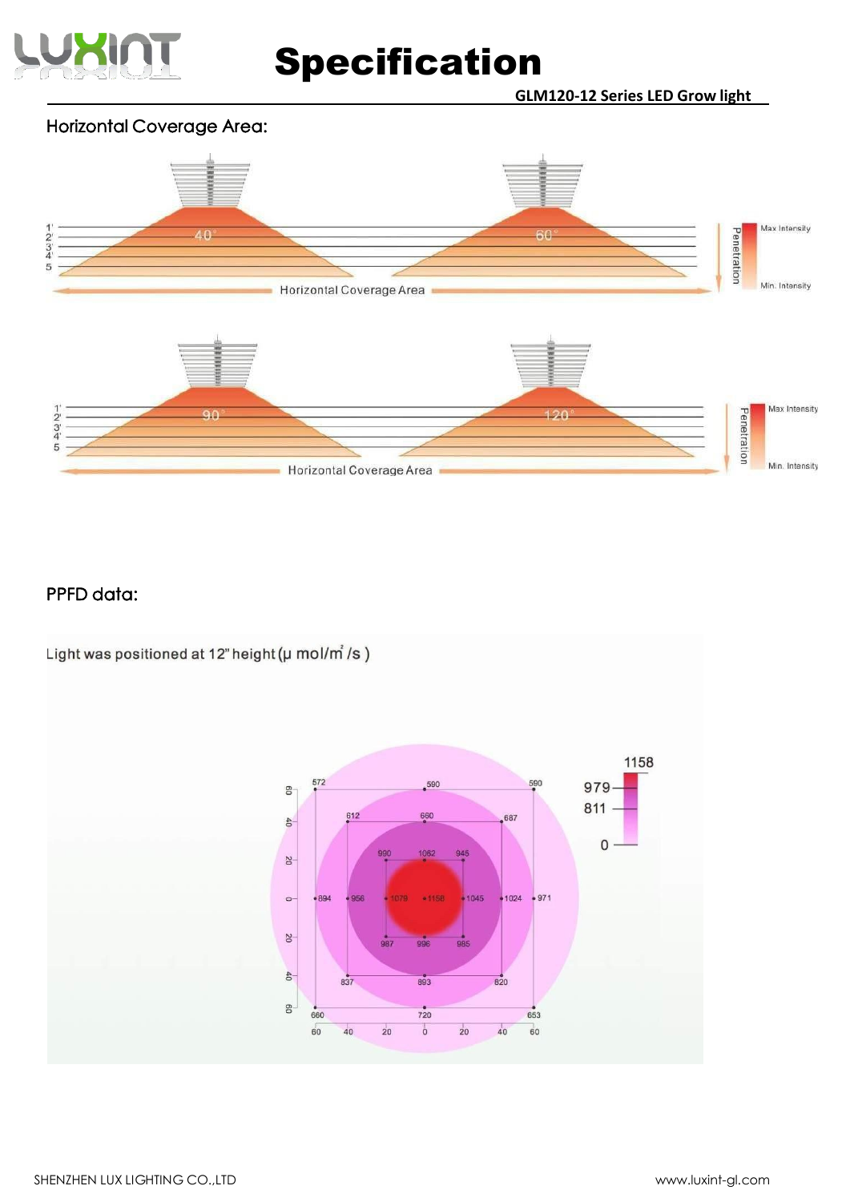# Specification

**GLM120-12 Series LED Grow light**

## Horizontal Coverage Area:

## PPFD data:

Light was positioned at 12" height (μ mol/m² /s )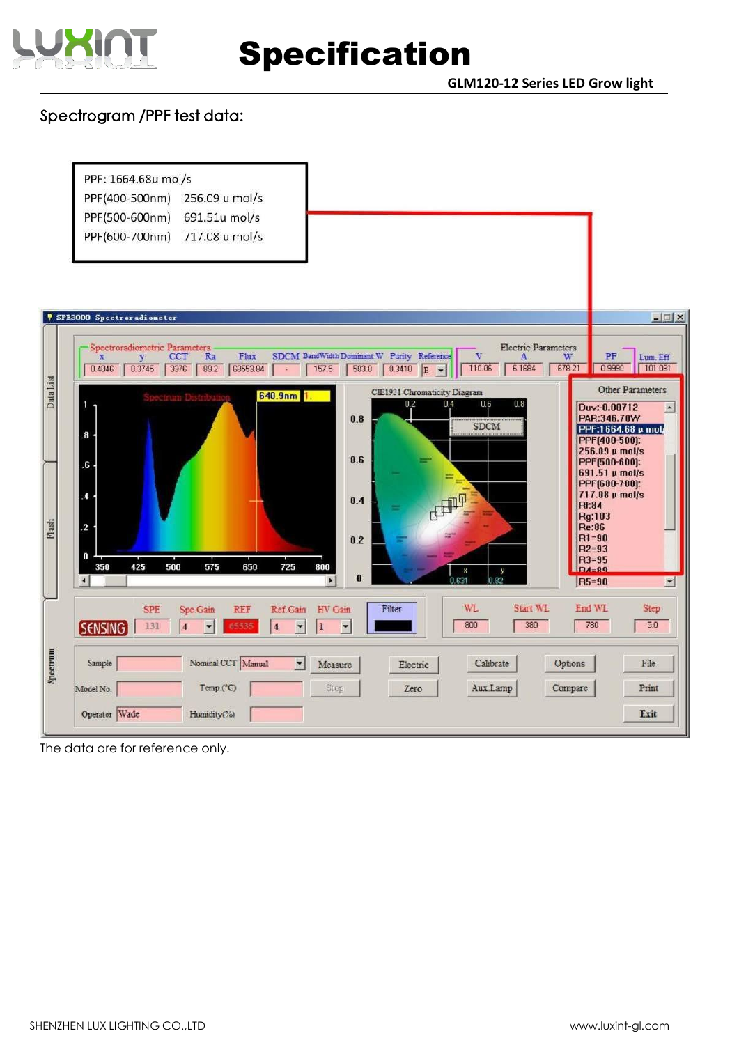## Specification

**GLM120-12 Series LED Grow light**

### Spectrogram /PPF test data:

PPF: 1664.68u mol/s
PPF(400-500nm) 256.09 u mol/s
PPF(500-600nm) 691.51u mol/s
PPF(600-700nm) 717.08 u mol/s

**Spectroradiometric Parameters**

| x | y | CCT | Ra | Flux | SDCM | BandWidth | Dominant W | Purity | Reference |
|---|---|---|---|---|---|---|---|---|---|
| 0.4046 | 0.3745 | 3376 | 89.2 | 69553.84 | - | 157.5 | 583.0 | 0.3410 | E |

**Electric Parameters**

| V | A | W | PF | Lum. Eff |
|---|---|---|---|---|
| 110.06 | 6.1684 | 678.21 | 0.9990 | 101.081 |

**Other Parameters**

Duv: -0.00712
PAR:346.70W
PPF:1664.68 µ mol/s
PPF(400-500): 256.09 µ mol/s
PPF(500-600): 691.51 µ mol/s
PPF(600-700): 717.08 µ mol/s
Rf:84
Rg:103
Re:86
R1=90
R2=93
R3=95
R4=89
R5=90

| WL | Start WL | End WL | Step |
|---|---|---|---|
| 800 | 380 | 780 | 5.0 |

The data are for reference only.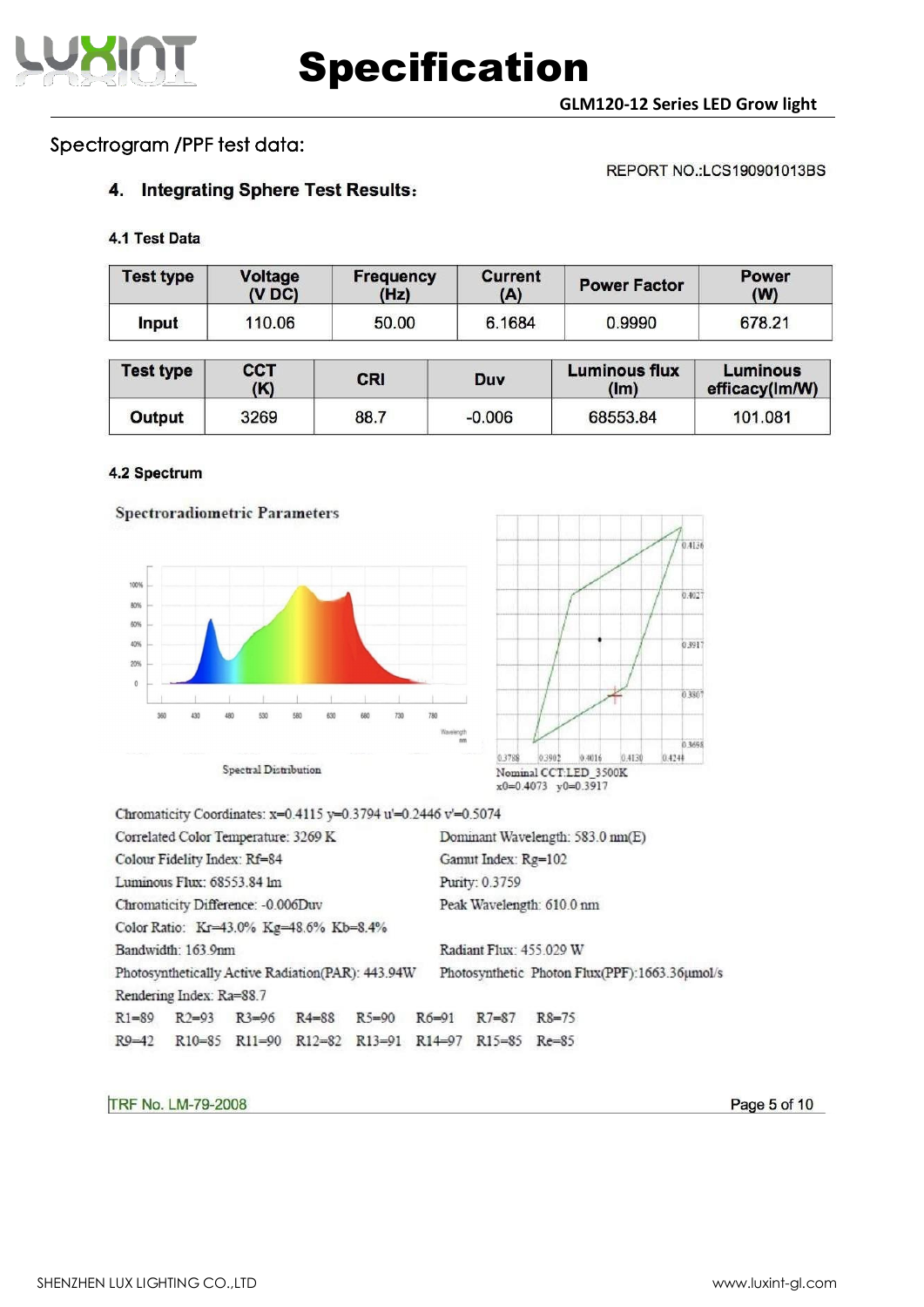# Specification

GLM120-12 Series LED Grow light

## Spectrogram /PPF test data:

REPORT NO.:LCS190901013BS

### 4. Integrating Sphere Test Results:

#### 4.1 Test Data

| Test type | Voltage (V DC) | Frequency (Hz) | Current (A) | Power Factor | Power (W) |
|---|---|---|---|---|---|
| Input | 110.06 | 50.00 | 6.1684 | 0.9990 | 678.21 |

| Test type | CCT (K) | CRI | Duv | Luminous flux (lm) | Luminous efficacy(lm/W) |
|---|---|---|---|---|---|
| Output | 3269 | 88.7 | -0.006 | 68553.84 | 101.081 |

#### 4.2 Spectrum

Spectroradiometric Parameters

100%
80%
60%
40%
20%
0
360 430 480 530 580 630 680 730 780
Wavelength nm

Spectral Distribution

0.4136
0.4027
0.3917
0.3807
0.3698
0.3788 0.3902 0.4016 0.4130 0.4244

Nominal CCT:LED_3500K
x0=0.4073 y0=0.3917

Chromaticity Coordinates: x=0.4115 y=0.3794 u'=0.2446 v'=0.5074

Correlated Color Temperature: 3269 K

Dominant Wavelength: 583.0 nm(E)

Colour Fidelity Index: Rf=84

Gamut Index: Rg=102

Luminous Flux: 68553.84 lm

Purity: 0.3759

Chromaticity Difference: -0.006Duv

Peak Wavelength: 610.0 nm

Color Ratio: Kr=43.0% Kg=48.6% Kb=8.4%

Bandwidth: 163.9nm

Radiant Flux: 455.029 W

Photosynthetically Active Radiation(PAR): 443.94W

Photosynthetic Photon Flux(PPF):1663.36μmol/s

Rendering Index: Ra=88.7

R1=89 R2=93 R3=96 R4=88 R5=90 R6=91 R7=87 R8=75

R9=42 R10=85 R11=90 R12=82 R13=91 R14=97 R15=85 Re=85

TRF No. LM-79-2008

SHENZHEN LUX LIGHTING CO.,LTD

www.luxint-gl.com